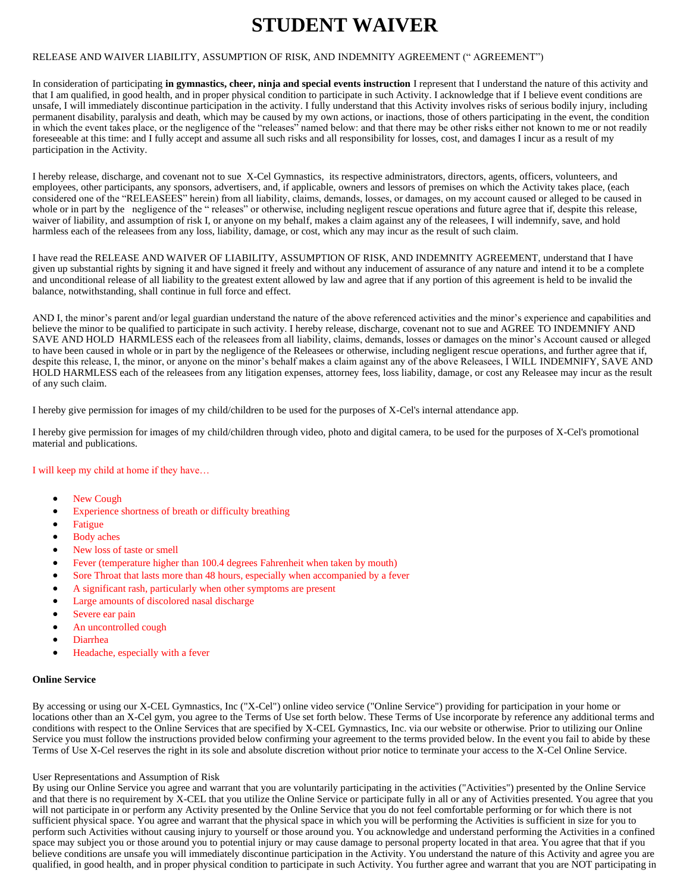# STUDENT WAIVER

RELEASE AND WAIVER LIABILITY, ASSUMPTION OF RISK, AND INDEMNITY AGREEMENT (" AGREEMENT")

In consideration of participating **in gymnastics, cheer, ninja and special events instruction** I represent that I understand the nature of this activity and that I am qualified, in good health, and in proper physical condition to participate in such Activity. I acknowledge that if I believe event conditions are unsafe, I will immediately discontinue participation in the activity. I fully understand that this Activity involves risks of serious bodily injury, including permanent disability, paralysis and death, which may be caused by my own actions, or inactions, those of others participating in the event, the condition in which the event takes place, or the negligence of the "releases" named below: and that there may be other risks either not known to me or not readily foreseeable at this time: and I fully accept and assume all such risks and all responsibility for losses, cost, and damages I incur as a result of my participation in the Activity.

I hereby release, discharge, and covenant not to sue X-Cel Gymnastics, its respective administrators, directors, agents, officers, volunteers, and employees, other participants, any sponsors, advertisers, and, if applicable, owners and lessors of premises on which the Activity takes place, (each considered one of the "RELEASEES" herein) from all liability, claims, demands, losses, or damages, on my account caused or alleged to be caused in whole or in part by the negligence of the " releases" or otherwise, including negligent rescue operations and future agree that if, despite this release, waiver of liability, and assumption of risk I, or anyone on my behalf, makes a claim against any of the releasees, I will indemnify, save, and hold harmless each of the releasees from any loss, liability, damage, or cost, which any may incur as the result of such claim.

I have read the RELEASE AND WAIVER OF LIABILITY, ASSUMPTION OF RISK, AND INDEMNITY AGREEMENT, understand that I have given up substantial rights by signing it and have signed it freely and without any inducement of assurance of any nature and intend it to be a complete and unconditional release of all liability to the greatest extent allowed by law and agree that if any portion of this agreement is held to be invalid the balance, notwithstanding, shall continue in full force and effect.

AND I, the minor's parent and/or legal guardian understand the nature of the above referenced activities and the minor's experience and capabilities and believe the minor to be qualified to participate in such activity. I hereby release, discharge, covenant not to sue and AGREE TO INDEMNIFY AND SAVE AND HOLD HARMLESS each of the releasees from all liability, claims, demands, losses or damages on the minor's Account caused or alleged to have been caused in whole or in part by the negligence of the Releasees or otherwise, including negligent rescue operations, and further agree that if, despite this release, I, the minor, or anyone on the minor's behalf makes a claim against any of the above Releasees, I WILL INDEMNIFY, SAVE AND HOLD HARMLESS each of the releasees from any litigation expenses, attorney fees, loss liability, damage, or cost any Releasee may incur as the result of any such claim.

I hereby give permission for images of my child/children to be used for the purposes of X-Cel's internal attendance app.

I hereby give permission for images of my child/children through video, photo and digital camera, to be used for the purposes of X-Cel's promotional material and publications.

I will keep my child at home if they have…

- New Cough
- Experience shortness of breath or difficulty breathing
- Fatigue
- Body aches
- New loss of taste or smell
- Fever (temperature higher than 100.4 degrees Fahrenheit when taken by mouth)
- Sore Throat that lasts more than 48 hours, especially when accompanied by a fever
- A significant rash, particularly when other symptoms are present
- Large amounts of discolored nasal discharge
- Severe ear pain
- An uncontrolled cough
- Diarrhea
- Headache, especially with a fever

**Online Service**

By accessing or using our X-CEL Gymnastics, Inc ("X-Cel") online video service ("Online Service") providing for participation in your home or locations other than an X-Cel gym, you agree to the Terms of Use set forth below. These Terms of Use incorporate by reference any additional terms and conditions with respect to the Online Services that are specified by X-CEL Gymnastics, Inc. via our website or otherwise. Prior to utilizing our Online Service you must follow the instructions provided below confirming your agreement to the terms provided below. In the event you fail to abide by these Terms of Use X-Cel reserves the right in its sole and absolute discretion without prior notice to terminate your access to the X-Cel Online Service.

User Representations and Assumption of Risk
By using our Online Service you agree and warrant that you are voluntarily participating in the activities ("Activities") presented by the Online Service and that there is no requirement by X-CEL that you utilize the Online Service or participate fully in all or any of Activities presented. You agree that you will not participate in or perform any Activity presented by the Online Service that you do not feel comfortable performing or for which there is not sufficient physical space. You agree and warrant that the physical space in which you will be performing the Activities is sufficient in size for you to perform such Activities without causing injury to yourself or those around you. You acknowledge and understand performing the Activities in a confined space may subject you or those around you to potential injury or may cause damage to personal property located in that area. You agree that that if you believe conditions are unsafe you will immediately discontinue participation in the Activity. You understand the nature of this Activity and agree you are qualified, in good health, and in proper physical condition to participate in such Activity. You further agree and warrant that you are NOT participating in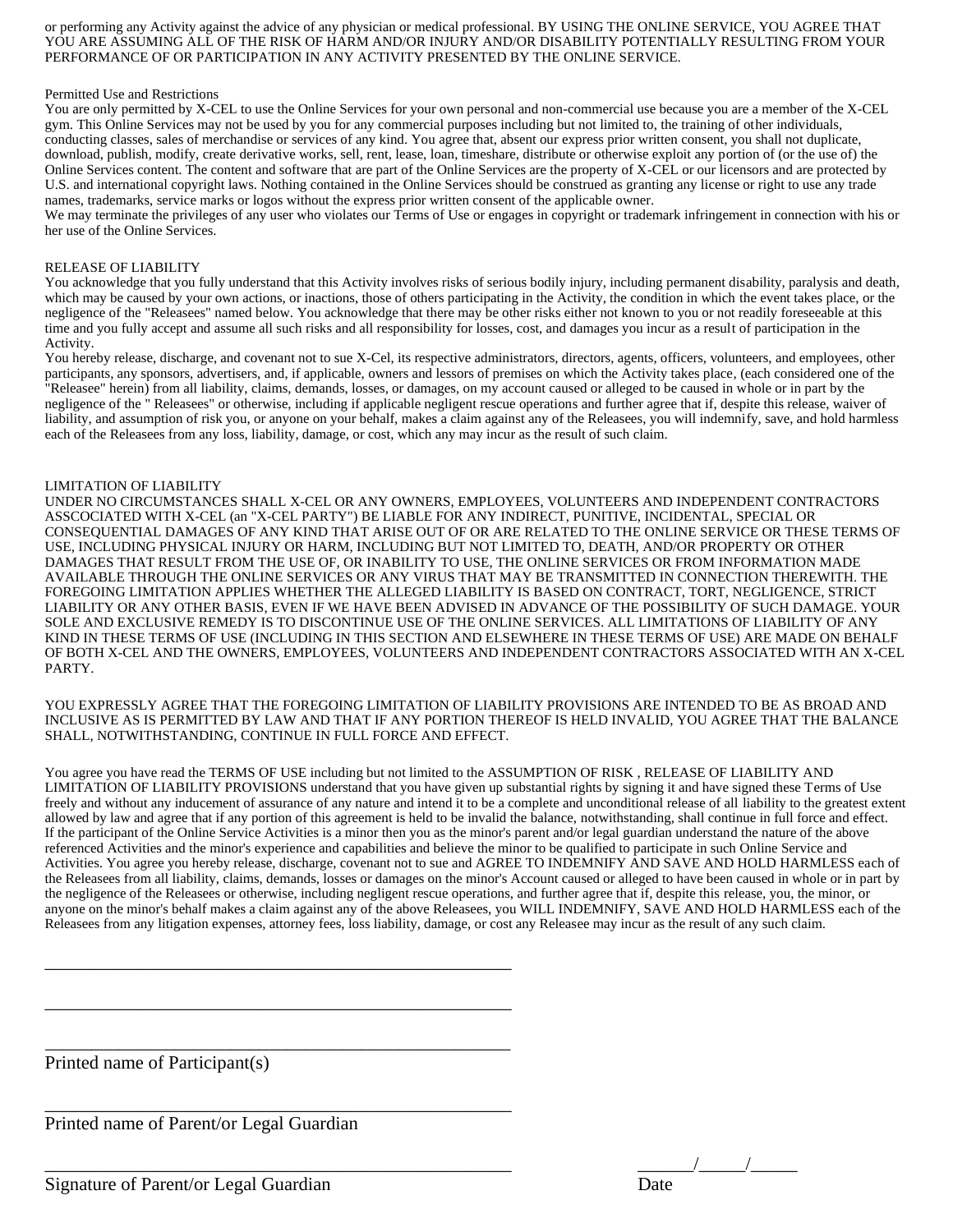or performing any Activity against the advice of any physician or medical professional. BY USING THE ONLINE SERVICE, YOU AGREE THAT YOU ARE ASSUMING ALL OF THE RISK OF HARM AND/OR INJURY AND/OR DISABILITY POTENTIALLY RESULTING FROM YOUR PERFORMANCE OF OR PARTICIPATION IN ANY ACTIVITY PRESENTED BY THE ONLINE SERVICE.

Permitted Use and Restrictions

You are only permitted by X-CEL to use the Online Services for your own personal and non-commercial use because you are a member of the X-CEL gym. This Online Services may not be used by you for any commercial purposes including but not limited to, the training of other individuals, conducting classes, sales of merchandise or services of any kind. You agree that, absent our express prior written consent, you shall not duplicate, download, publish, modify, create derivative works, sell, rent, lease, loan, timeshare, distribute or otherwise exploit any portion of (or the use of) the Online Services content. The content and software that are part of the Online Services are the property of X-CEL or our licensors and are protected by U.S. and international copyright laws. Nothing contained in the Online Services should be construed as granting any license or right to use any trade names, trademarks, service marks or logos without the express prior written consent of the applicable owner.

We may terminate the privileges of any user who violates our Terms of Use or engages in copyright or trademark infringement in connection with his or her use of the Online Services.

RELEASE OF LIABILITY

You acknowledge that you fully understand that this Activity involves risks of serious bodily injury, including permanent disability, paralysis and death, which may be caused by your own actions, or inactions, those of others participating in the Activity, the condition in which the event takes place, or the negligence of the "Releasees" named below. You acknowledge that there may be other risks either not known to you or not readily foreseeable at this time and you fully accept and assume all such risks and all responsibility for losses, cost, and damages you incur as a result of participation in the Activity.

You hereby release, discharge, and covenant not to sue X-Cel, its respective administrators, directors, agents, officers, volunteers, and employees, other participants, any sponsors, advertisers, and, if applicable, owners and lessors of premises on which the Activity takes place, (each considered one of the "Releasee" herein) from all liability, claims, demands, losses, or damages, on my account caused or alleged to be caused in whole or in part by the negligence of the " Releasees" or otherwise, including if applicable negligent rescue operations and further agree that if, despite this release, waiver of liability, and assumption of risk you, or anyone on your behalf, makes a claim against any of the Releasees, you will indemnify, save, and hold harmless each of the Releasees from any loss, liability, damage, or cost, which any may incur as the result of such claim.

LIMITATION OF LIABILITY

UNDER NO CIRCUMSTANCES SHALL X-CEL OR ANY OWNERS, EMPLOYEES, VOLUNTEERS AND INDEPENDENT CONTRACTORS ASSCOCIATED WITH X-CEL (an "X-CEL PARTY") BE LIABLE FOR ANY INDIRECT, PUNITIVE, INCIDENTAL, SPECIAL OR CONSEQUENTIAL DAMAGES OF ANY KIND THAT ARISE OUT OF OR ARE RELATED TO THE ONLINE SERVICE OR THESE TERMS OF USE, INCLUDING PHYSICAL INJURY OR HARM, INCLUDING BUT NOT LIMITED TO, DEATH, AND/OR PROPERTY OR OTHER DAMAGES THAT RESULT FROM THE USE OF, OR INABILITY TO USE, THE ONLINE SERVICES OR FROM INFORMATION MADE AVAILABLE THROUGH THE ONLINE SERVICES OR ANY VIRUS THAT MAY BE TRANSMITTED IN CONNECTION THEREWITH. THE FOREGOING LIMITATION APPLIES WHETHER THE ALLEGED LIABILITY IS BASED ON CONTRACT, TORT, NEGLIGENCE, STRICT LIABILITY OR ANY OTHER BASIS, EVEN IF WE HAVE BEEN ADVISED IN ADVANCE OF THE POSSIBILITY OF SUCH DAMAGE. YOUR SOLE AND EXCLUSIVE REMEDY IS TO DISCONTINUE USE OF THE ONLINE SERVICES. ALL LIMITATIONS OF LIABILITY OF ANY KIND IN THESE TERMS OF USE (INCLUDING IN THIS SECTION AND ELSEWHERE IN THESE TERMS OF USE) ARE MADE ON BEHALF OF BOTH X-CEL AND THE OWNERS, EMPLOYEES, VOLUNTEERS AND INDEPENDENT CONTRACTORS ASSOCIATED WITH AN X-CEL PARTY.

YOU EXPRESSLY AGREE THAT THE FOREGOING LIMITATION OF LIABILITY PROVISIONS ARE INTENDED TO BE AS BROAD AND INCLUSIVE AS IS PERMITTED BY LAW AND THAT IF ANY PORTION THEREOF IS HELD INVALID, YOU AGREE THAT THE BALANCE SHALL, NOTWITHSTANDING, CONTINUE IN FULL FORCE AND EFFECT.

You agree you have read the TERMS OF USE including but not limited to the ASSUMPTION OF RISK , RELEASE OF LIABILITY AND LIMITATION OF LIABILITY PROVISIONS understand that you have given up substantial rights by signing it and have signed these Terms of Use freely and without any inducement of assurance of any nature and intend it to be a complete and unconditional release of all liability to the greatest extent allowed by law and agree that if any portion of this agreement is held to be invalid the balance, notwithstanding, shall continue in full force and effect.

If the participant of the Online Service Activities is a minor then you as the minor's parent and/or legal guardian understand the nature of the above referenced Activities and the minor's experience and capabilities and believe the minor to be qualified to participate in such Online Service and Activities. You agree you hereby release, discharge, covenant not to sue and AGREE TO INDEMNIFY AND SAVE AND HOLD HARMLESS each of the Releasees from all liability, claims, demands, losses or damages on the minor's Account caused or alleged to have been caused in whole or in part by the negligence of the Releasees or otherwise, including negligent rescue operations, and further agree that if, despite this release, you, the minor, or anyone on the minor's behalf makes a claim against any of the above Releasees, you WILL INDEMNIFY, SAVE AND HOLD HARMLESS each of the Releasees from any litigation expenses, attorney fees, loss liability, damage, or cost any Releasee may incur as the result of any such claim.

\_\_\_\_\_\_\_\_\_\_\_\_\_\_\_\_\_\_\_\_\_\_\_\_\_\_\_\_\_\_\_\_\_\_\_\_\_\_\_\_\_\_\_\_\_\_\_\_\_\_\_\_\_\_

\_\_\_\_\_\_\_\_\_\_\_\_\_\_\_\_\_\_\_\_\_\_\_\_\_\_\_\_\_\_\_\_\_\_\_\_\_\_\_\_\_\_\_\_\_\_\_\_\_\_\_\_\_\_

\_\_\_\_\_\_\_\_\_\_\_\_\_\_\_\_\_\_\_\_\_\_\_\_\_\_\_\_\_\_\_\_\_\_\_\_\_\_\_\_\_\_\_\_\_\_\_\_\_\_\_\_\_\_

Printed name of Participant(s)

\_\_\_\_\_\_\_\_\_\_\_\_\_\_\_\_\_\_\_\_\_\_\_\_\_\_\_\_\_\_\_\_\_\_\_\_\_\_\_\_\_\_\_\_\_\_\_\_\_\_\_\_\_\_

Printed name of Parent/or Legal Guardian

\_\_\_\_\_\_\_\_\_\_\_\_\_\_\_\_\_\_\_\_\_\_\_\_\_\_\_\_\_\_\_\_\_\_\_\_\_\_\_\_\_\_\_\_\_\_\_\_\_\_\_\_\_\_ \_\_\_\_\_\_\_/\_\_\_\_\_\_/\_\_\_\_\_\_

Signature of Parent/or Legal Guardian Date